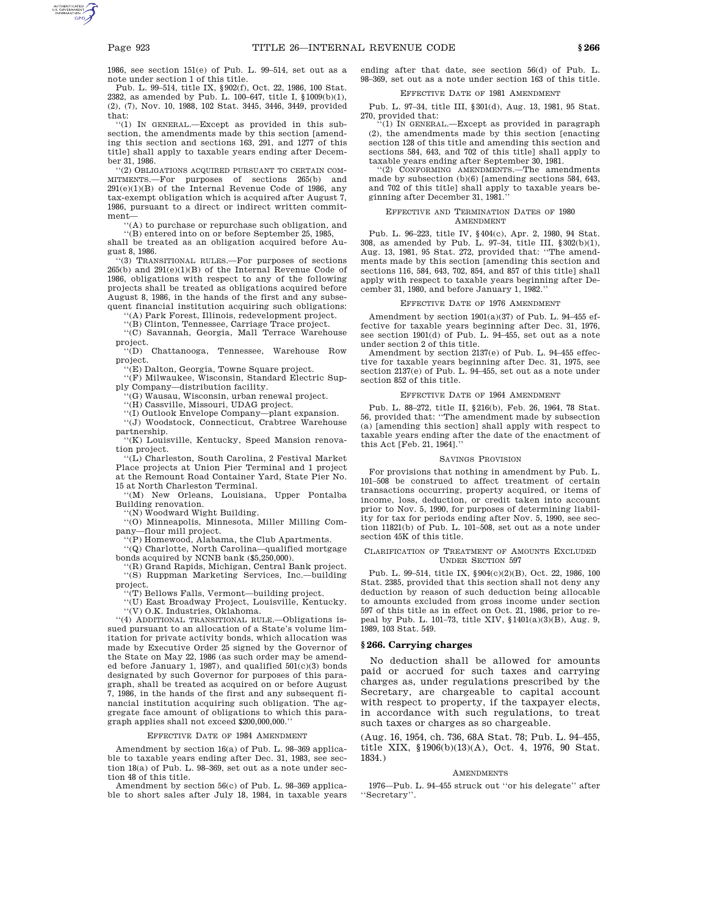1986, see section 151(e) of Pub. L. 99–514, set out as a note under section 1 of this title.

Pub. L. 99–514, title IX, §902(f), Oct. 22, 1986, 100 Stat. 2382, as amended by Pub. L. 100–647, title I, §1009(b)(1), (2), (7), Nov. 10, 1988, 102 Stat. 3445, 3446, 3449, provided that:

"(1) IN GENERAL.—Except as provided in this subsection, the amendments made by this section [amending this section and sections 163, 291, and 1277 of this title] shall apply to taxable years ending after December 31, 1986.

"(2) OBLIGATIONS ACQUIRED PURSUANT TO CERTAIN COMMITMENTS.—For purposes of sections 265(b) and 291(e)(1)(B) of the Internal Revenue Code of 1986, any tax-exempt obligation which is acquired after August 7, 1986, pursuant to a direct or indirect written commitment—

"(A) to purchase or repurchase such obligation, and

"(B) entered into on or before September 25, 1985,

shall be treated as an obligation acquired before August 8, 1986.

"(3) TRANSITIONAL RULES.—For purposes of sections 265(b) and 291(e)(1)(B) of the Internal Revenue Code of 1986, obligations with respect to any of the following projects shall be treated as obligations acquired before August 8, 1986, in the hands of the first and any subsequent financial institution acquiring such obligations:

"(A) Park Forest, Illinois, redevelopment project.

"(B) Clinton, Tennessee, Carriage Trace project.

"(C) Savannah, Georgia, Mall Terrace Warehouse project.

"(D) Chattanooga, Tennessee, Warehouse Row project.

"(E) Dalton, Georgia, Towne Square project.

"(F) Milwaukee, Wisconsin, Standard Electric Supply Company—distribution facility.

"(G) Wausau, Wisconsin, urban renewal project.

"(H) Cassville, Missouri, UDAG project.

"(I) Outlook Envelope Company—plant expansion.

"(J) Woodstock, Connecticut, Crabtree Warehouse partnership.

"(K) Louisville, Kentucky, Speed Mansion renovation project.

"(L) Charleston, South Carolina, 2 Festival Market Place projects at Union Pier Terminal and 1 project at the Remount Road Container Yard, State Pier No. 15 at North Charleston Terminal.

"(M) New Orleans, Louisiana, Upper Pontalba Building renovation.

"(N) Woodward Wight Building.

"(O) Minneapolis, Minnesota, Miller Milling Company—flour mill project.

"(P) Homewood, Alabama, the Club Apartments.

"(Q) Charlotte, North Carolina—qualified mortgage bonds acquired by NCNB bank ($5,250,000).

"(R) Grand Rapids, Michigan, Central Bank project.

"(S) Ruppman Marketing Services, Inc.—building project.

"(T) Bellows Falls, Vermont—building project.

"(U) East Broadway Project, Louisville, Kentucky.

"(V) O.K. Industries, Oklahoma.

"(4) ADDITIONAL TRANSITIONAL RULE.—Obligations issued pursuant to an allocation of a State's volume limitation for private activity bonds, which allocation was made by Executive Order 25 signed by the Governor of the State on May 22, 1986 (as such order may be amended before January 1, 1987), and qualified 501(c)(3) bonds designated by such Governor for purposes of this paragraph, shall be treated as acquired on or before August 7, 1986, in the hands of the first and any subsequent financial institution acquiring such obligation. The aggregate face amount of obligations to which this paragraph applies shall not exceed $200,000,000."

EFFECTIVE DATE OF 1984 AMENDMENT

Amendment by section 16(a) of Pub. L. 98–369 applicable to taxable years ending after Dec. 31, 1983, see section 18(a) of Pub. L. 98–369, set out as a note under section 48 of this title.

Amendment by section 56(c) of Pub. L. 98–369 applicable to short sales after July 18, 1984, in taxable years ending after that date, see section 56(d) of Pub. L. 98–369, set out as a note under section 163 of this title.

EFFECTIVE DATE OF 1981 AMENDMENT

Pub. L. 97–34, title III, §301(d), Aug. 13, 1981, 95 Stat. 270, provided that:

"(1) IN GENERAL.—Except as provided in paragraph (2), the amendments made by this section [enacting section 128 of this title and amending this section and sections 584, 643, and 702 of this title] shall apply to taxable years ending after September 30, 1981.

"(2) CONFORMING AMENDMENTS.—The amendments made by subsection (b)(6) [amending sections 584, 643, and 702 of this title] shall apply to taxable years beginning after December 31, 1981."

EFFECTIVE AND TERMINATION DATES OF 1980 AMENDMENT

Pub. L. 96–223, title IV, §404(c), Apr. 2, 1980, 94 Stat. 308, as amended by Pub. L. 97–34, title III, §302(b)(1), Aug. 13, 1981, 95 Stat. 272, provided that: "The amendments made by this section [amending this section and sections 116, 584, 643, 702, 854, and 857 of this title] shall apply with respect to taxable years beginning after December 31, 1980, and before January 1, 1982."

EFFECTIVE DATE OF 1976 AMENDMENT

Amendment by section 1901(a)(37) of Pub. L. 94–455 effective for taxable years beginning after Dec. 31, 1976, see section 1901(d) of Pub. L. 94–455, set out as a note under section 2 of this title.

Amendment by section 2137(e) of Pub. L. 94–455 effective for taxable years beginning after Dec. 31, 1975, see section 2137(e) of Pub. L. 94–455, set out as a note under section 852 of this title.

EFFECTIVE DATE OF 1964 AMENDMENT

Pub. L. 88–272, title II, §216(b), Feb. 26, 1964, 78 Stat. 56, provided that: "The amendment made by subsection (a) [amending this section] shall apply with respect to taxable years ending after the date of the enactment of this Act [Feb. 21, 1964]."

SAVINGS PROVISION

For provisions that nothing in amendment by Pub. L. 101–508 be construed to affect treatment of certain transactions occurring, property acquired, or items of income, loss, deduction, or credit taken into account prior to Nov. 5, 1990, for purposes of determining liability for tax for periods ending after Nov. 5, 1990, see section 11821(b) of Pub. L. 101–508, set out as a note under section 45K of this title.

CLARIFICATION OF TREATMENT OF AMOUNTS EXCLUDED UNDER SECTION 597

Pub. L. 99–514, title IX, §904(c)(2)(B), Oct. 22, 1986, 100 Stat. 2385, provided that this section shall not deny any deduction by reason of such deduction being allocable to amounts excluded from gross income under section 597 of this title as in effect on Oct. 21, 1986, prior to repeal by Pub. L. 101–73, title XIV, §1401(a)(3)(B), Aug. 9, 1989, 103 Stat. 549.

## §266. Carrying charges

No deduction shall be allowed for amounts paid or accrued for such taxes and carrying charges as, under regulations prescribed by the Secretary, are chargeable to capital account with respect to property, if the taxpayer elects, in accordance with such regulations, to treat such taxes or charges as so chargeable.

(Aug. 16, 1954, ch. 736, 68A Stat. 78; Pub. L. 94–455, title XIX, §1906(b)(13)(A), Oct. 4, 1976, 90 Stat. 1834.)

AMENDMENTS

1976—Pub. L. 94–455 struck out "or his delegate" after "Secretary".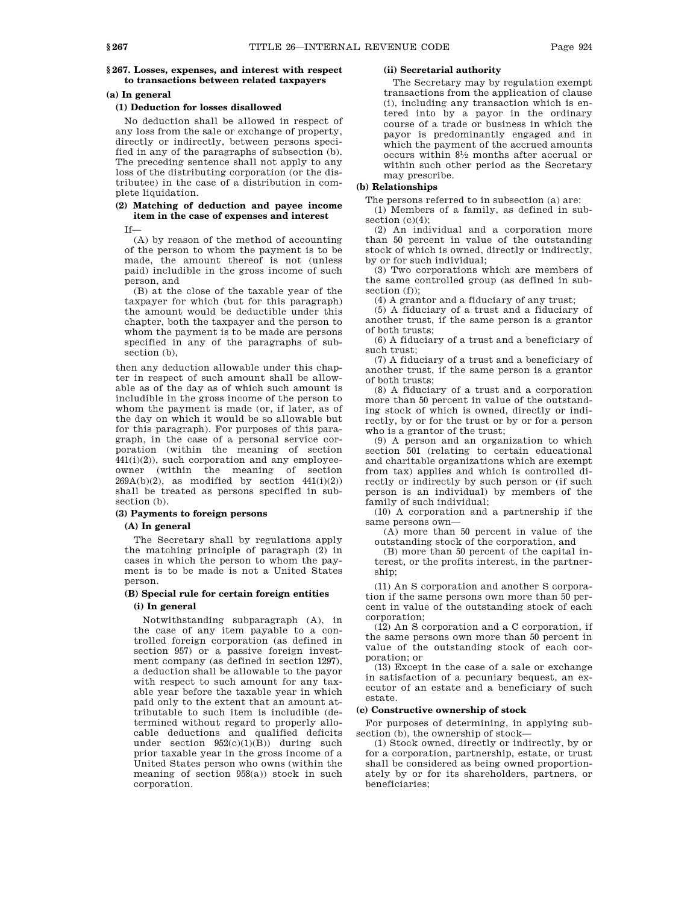## § 267. Losses, expenses, and interest with respect to transactions between related taxpayers

### (a) In general

#### (1) Deduction for losses disallowed

No deduction shall be allowed in respect of any loss from the sale or exchange of property, directly or indirectly, between persons specified in any of the paragraphs of subsection (b). The preceding sentence shall not apply to any loss of the distributing corporation (or the distributee) in the case of a distribution in complete liquidation.

#### (2) Matching of deduction and payee income item in the case of expenses and interest

If—

(A) by reason of the method of accounting of the person to whom the payment is to be made, the amount thereof is not (unless paid) includible in the gross income of such person, and

(B) at the close of the taxable year of the taxpayer for which (but for this paragraph) the amount would be deductible under this chapter, both the taxpayer and the person to whom the payment is to be made are persons specified in any of the paragraphs of subsection (b),

then any deduction allowable under this chapter in respect of such amount shall be allowable as of the day as of which such amount is includible in the gross income of the person to whom the payment is made (or, if later, as of the day on which it would be so allowable but for this paragraph). For purposes of this paragraph, in the case of a personal service corporation (within the meaning of section 441(i)(2)), such corporation and any employee-owner (within the meaning of section 269A(b)(2), as modified by section 441(i)(2)) shall be treated as persons specified in subsection (b).

#### (3) Payments to foreign persons

##### (A) In general

The Secretary shall by regulations apply the matching principle of paragraph (2) in cases in which the person to whom the payment is to be made is not a United States person.

##### (B) Special rule for certain foreign entities

###### (i) In general

Notwithstanding subparagraph (A), in the case of any item payable to a controlled foreign corporation (as defined in section 957) or a passive foreign investment company (as defined in section 1297), a deduction shall be allowable to the payor with respect to such amount for any taxable year before the taxable year in which paid only to the extent that an amount attributable to such item is includible (determined without regard to properly allocable deductions and qualified deficits under section 952(c)(1)(B)) during such prior taxable year in the gross income of a United States person who owns (within the meaning of section 958(a)) stock in such corporation.

###### (ii) Secretarial authority

The Secretary may by regulation exempt transactions from the application of clause (i), including any transaction which is entered into by a payor in the ordinary course of a trade or business in which the payor is predominantly engaged and in which the payment of the accrued amounts occurs within 8½ months after accrual or within such other period as the Secretary may prescribe.

### (b) Relationships

The persons referred to in subsection (a) are:

(1) Members of a family, as defined in subsection (c)(4);

(2) An individual and a corporation more than 50 percent in value of the outstanding stock of which is owned, directly or indirectly, by or for such individual;

(3) Two corporations which are members of the same controlled group (as defined in subsection (f));

(4) A grantor and a fiduciary of any trust;

(5) A fiduciary of a trust and a fiduciary of another trust, if the same person is a grantor of both trusts;

(6) A fiduciary of a trust and a beneficiary of such trust;

(7) A fiduciary of a trust and a beneficiary of another trust, if the same person is a grantor of both trusts;

(8) A fiduciary of a trust and a corporation more than 50 percent in value of the outstanding stock of which is owned, directly or indirectly, by or for the trust or by or for a person who is a grantor of the trust;

(9) A person and an organization to which section 501 (relating to certain educational and charitable organizations which are exempt from tax) applies and which is controlled directly or indirectly by such person or (if such person is an individual) by members of the family of such individual;

(10) A corporation and a partnership if the same persons own—

(A) more than 50 percent in value of the outstanding stock of the corporation, and

(B) more than 50 percent of the capital interest, or the profits interest, in the partnership;

(11) An S corporation and another S corporation if the same persons own more than 50 percent in value of the outstanding stock of each corporation;

(12) An S corporation and a C corporation, if the same persons own more than 50 percent in value of the outstanding stock of each corporation; or

(13) Except in the case of a sale or exchange in satisfaction of a pecuniary bequest, an executor of an estate and a beneficiary of such estate.

### (c) Constructive ownership of stock

For purposes of determining, in applying subsection (b), the ownership of stock—

(1) Stock owned, directly or indirectly, by or for a corporation, partnership, estate, or trust shall be considered as being owned proportionately by or for its shareholders, partners, or beneficiaries;